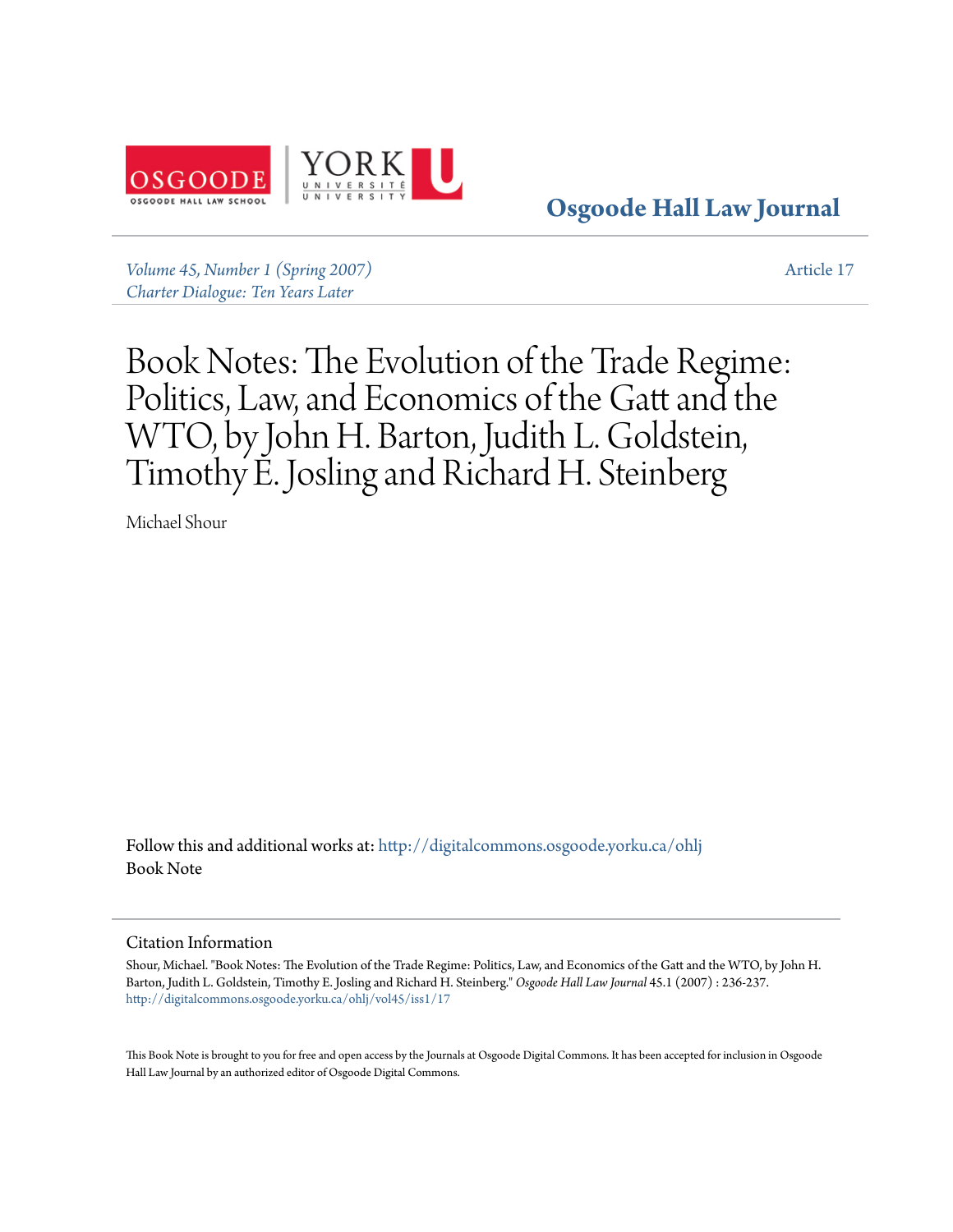Osgoode Hall Law Journal

*Volume 45, Number 1 (Spring 2007)*
*Charter Dialogue: Ten Years Later*

Article 17

# Book Notes: The Evolution of the Trade Regime: Politics, Law, and Economics of the Gatt and the WTO, by John H. Barton, Judith L. Goldstein, Timothy E. Josling and Richard H. Steinberg

Michael Shour

Follow this and additional works at: http://digitalcommons.osgoode.yorku.ca/ohlj
Book Note

## Citation Information

Shour, Michael. "Book Notes: The Evolution of the Trade Regime: Politics, Law, and Economics of the Gatt and the WTO, by John H. Barton, Judith L. Goldstein, Timothy E. Josling and Richard H. Steinberg." *Osgoode Hall Law Journal* 45.1 (2007) : 236-237.
http://digitalcommons.osgoode.yorku.ca/ohlj/vol45/iss1/17

This Book Note is brought to you for free and open access by the Journals at Osgoode Digital Commons. It has been accepted for inclusion in Osgoode Hall Law Journal by an authorized editor of Osgoode Digital Commons.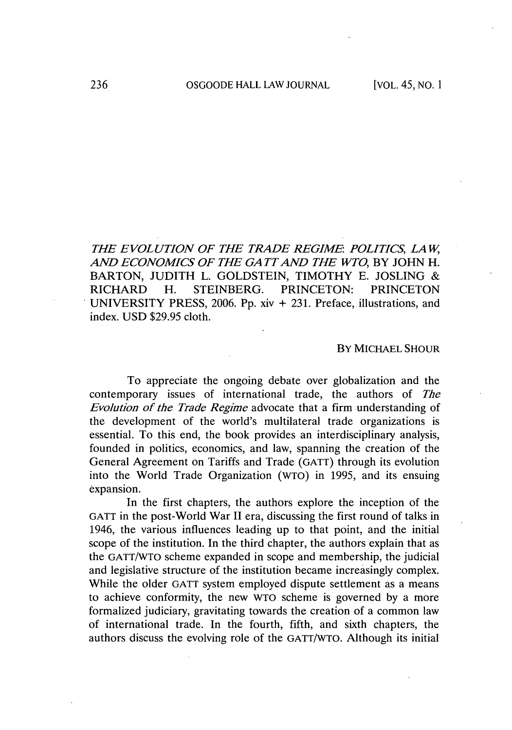*THE EVOLUTION OF THE TRADE REGIME: POLITICS, LAW, AND ECONOMICS OF THE GATT AND THE WTO*, BY JOHN H. BARTON, JUDITH L. GOLDSTEIN, TIMOTHY E. JOSLING & RICHARD H. STEINBERG. PRINCETON: PRINCETON UNIVERSITY PRESS, 2006. Pp. xiv + 231. Preface, illustrations, and index. USD $29.95 cloth.

BY MICHAEL SHOUR

To appreciate the ongoing debate over globalization and the contemporary issues of international trade, the authors of *The Evolution of the Trade Regime* advocate that a firm understanding of the development of the world's multilateral trade organizations is essential. To this end, the book provides an interdisciplinary analysis, founded in politics, economics, and law, spanning the creation of the General Agreement on Tariffs and Trade (GATT) through its evolution into the World Trade Organization (WTO) in 1995, and its ensuing expansion.

In the first chapters, the authors explore the inception of the GATT in the post-World War II era, discussing the first round of talks in 1946, the various influences leading up to that point, and the initial scope of the institution. In the third chapter, the authors explain that as the GATT/WTO scheme expanded in scope and membership, the judicial and legislative structure of the institution became increasingly complex. While the older GATT system employed dispute settlement as a means to achieve conformity, the new WTO scheme is governed by a more formalized judiciary, gravitating towards the creation of a common law of international trade. In the fourth, fifth, and sixth chapters, the authors discuss the evolving role of the GATT/WTO. Although its initial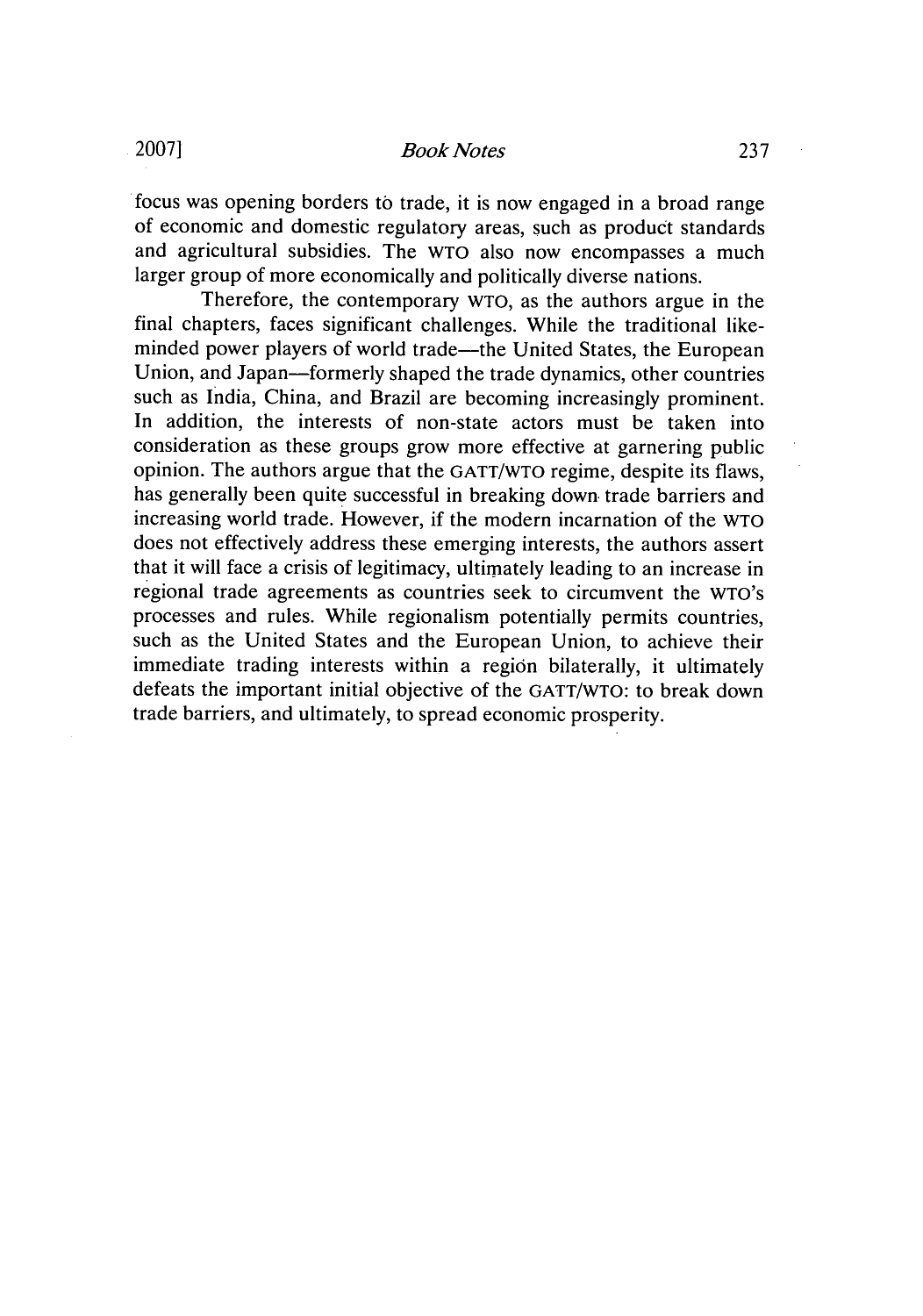focus was opening borders to trade, it is now engaged in a broad range of economic and domestic regulatory areas, such as product standards and agricultural subsidies. The WTO also now encompasses a much larger group of more economically and politically diverse nations.

Therefore, the contemporary WTO, as the authors argue in the final chapters, faces significant challenges. While the traditional like-minded power players of world trade—the United States, the European Union, and Japan—formerly shaped the trade dynamics, other countries such as India, China, and Brazil are becoming increasingly prominent. In addition, the interests of non-state actors must be taken into consideration as these groups grow more effective at garnering public opinion. The authors argue that the GATT/WTO regime, despite its flaws, has generally been quite successful in breaking down trade barriers and increasing world trade. However, if the modern incarnation of the WTO does not effectively address these emerging interests, the authors assert that it will face a crisis of legitimacy, ultimately leading to an increase in regional trade agreements as countries seek to circumvent the WTO's processes and rules. While regionalism potentially permits countries, such as the United States and the European Union, to achieve their immediate trading interests within a region bilaterally, it ultimately defeats the important initial objective of the GATT/WTO: to break down trade barriers, and ultimately, to spread economic prosperity.